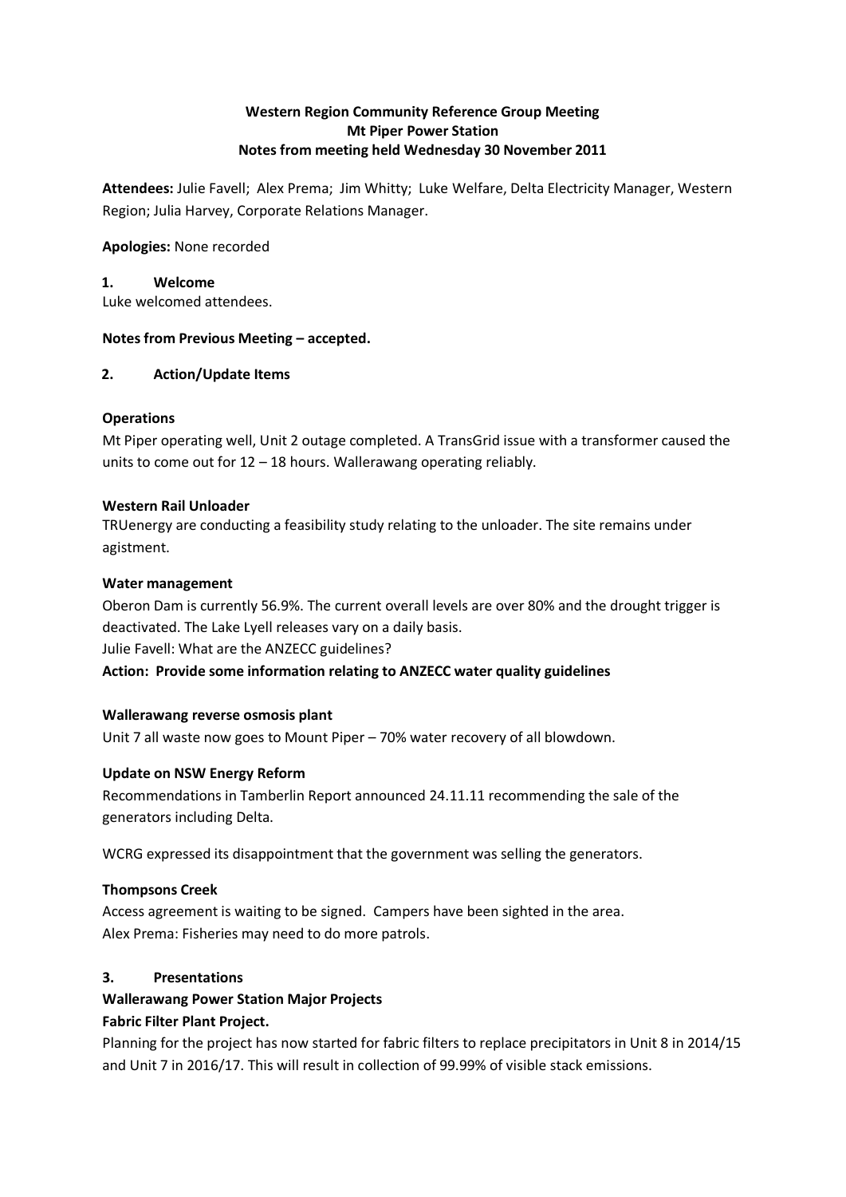**Western Region Community Reference Group Meeting**
**Mt Piper Power Station**
**Notes from meeting held Wednesday 30 November 2011**

**Attendees:** Julie Favell; Alex Prema; Jim Whitty; Luke Welfare, Delta Electricity Manager, Western Region; Julia Harvey, Corporate Relations Manager.

**Apologies:** None recorded

## 1. Welcome

Luke welcomed attendees.

**Notes from Previous Meeting – accepted.**

## 2. Action/Update Items

### Operations

Mt Piper operating well, Unit 2 outage completed. A TransGrid issue with a transformer caused the units to come out for 12 – 18 hours. Wallerawang operating reliably.

### Western Rail Unloader

TRUenergy are conducting a feasibility study relating to the unloader. The site remains under agistment.

### Water management

Oberon Dam is currently 56.9%. The current overall levels are over 80% and the drought trigger is deactivated. The Lake Lyell releases vary on a daily basis.
Julie Favell: What are the ANZECC guidelines?
**Action: Provide some information relating to ANZECC water quality guidelines**

### Wallerawang reverse osmosis plant

Unit 7 all waste now goes to Mount Piper – 70% water recovery of all blowdown.

### Update on NSW Energy Reform

Recommendations in Tamberlin Report announced 24.11.11 recommending the sale of the generators including Delta.

WCRG expressed its disappointment that the government was selling the generators.

### Thompsons Creek

Access agreement is waiting to be signed. Campers have been sighted in the area.
Alex Prema: Fisheries may need to do more patrols.

## 3. Presentations

### Wallerawang Power Station Major Projects

### Fabric Filter Plant Project.

Planning for the project has now started for fabric filters to replace precipitators in Unit 8 in 2014/15 and Unit 7 in 2016/17. This will result in collection of 99.99% of visible stack emissions.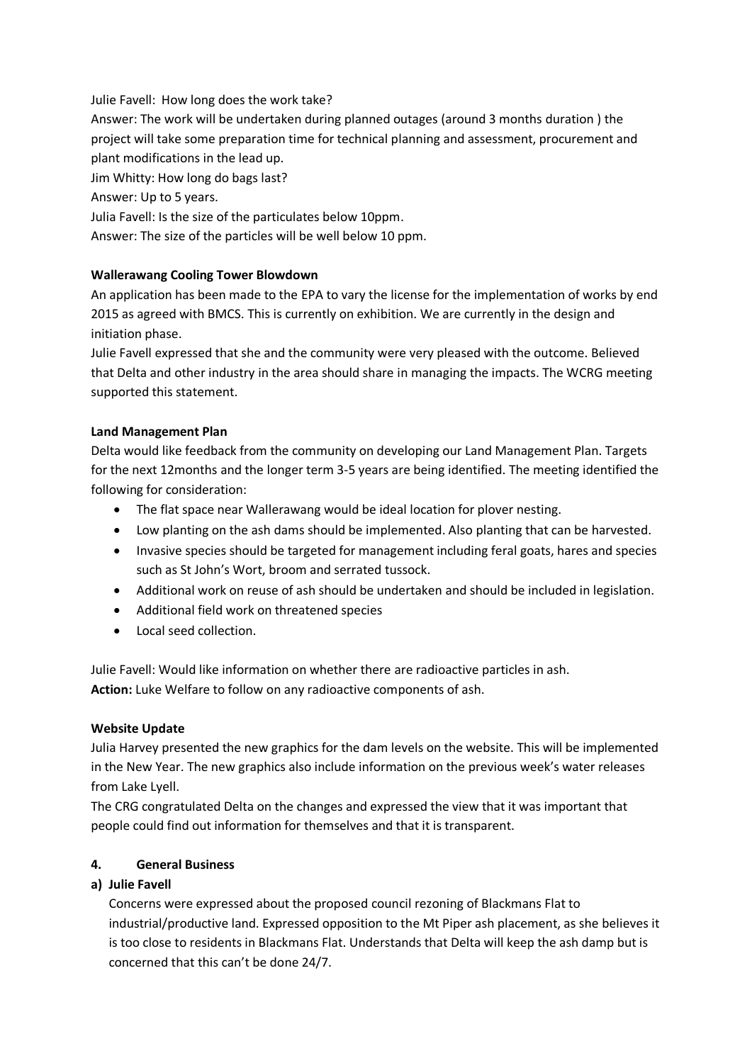Julie Favell: How long does the work take?

Answer: The work will be undertaken during planned outages (around 3 months duration ) the project will take some preparation time for technical planning and assessment, procurement and plant modifications in the lead up.

Jim Whitty: How long do bags last?

Answer: Up to 5 years.

Julia Favell: Is the size of the particulates below 10ppm.

Answer: The size of the particles will be well below 10 ppm.

**Wallerawang Cooling Tower Blowdown**

An application has been made to the EPA to vary the license for the implementation of works by end 2015 as agreed with BMCS. This is currently on exhibition. We are currently in the design and initiation phase.

Julie Favell expressed that she and the community were very pleased with the outcome. Believed that Delta and other industry in the area should share in managing the impacts. The WCRG meeting supported this statement.

**Land Management Plan**

Delta would like feedback from the community on developing our Land Management Plan. Targets for the next 12months and the longer term 3-5 years are being identified. The meeting identified the following for consideration:

- The flat space near Wallerawang would be ideal location for plover nesting.
- Low planting on the ash dams should be implemented. Also planting that can be harvested.
- Invasive species should be targeted for management including feral goats, hares and species such as St John's Wort, broom and serrated tussock.
- Additional work on reuse of ash should be undertaken and should be included in legislation.
- Additional field work on threatened species
- Local seed collection.

Julie Favell: Would like information on whether there are radioactive particles in ash.

**Action:** Luke Welfare to follow on any radioactive components of ash.

**Website Update**

Julia Harvey presented the new graphics for the dam levels on the website. This will be implemented in the New Year. The new graphics also include information on the previous week's water releases from Lake Lyell.

The CRG congratulated Delta on the changes and expressed the view that it was important that people could find out information for themselves and that it is transparent.

## 4. General Business

**a) Julie Favell**

Concerns were expressed about the proposed council rezoning of Blackmans Flat to industrial/productive land. Expressed opposition to the Mt Piper ash placement, as she believes it is too close to residents in Blackmans Flat. Understands that Delta will keep the ash damp but is concerned that this can't be done 24/7.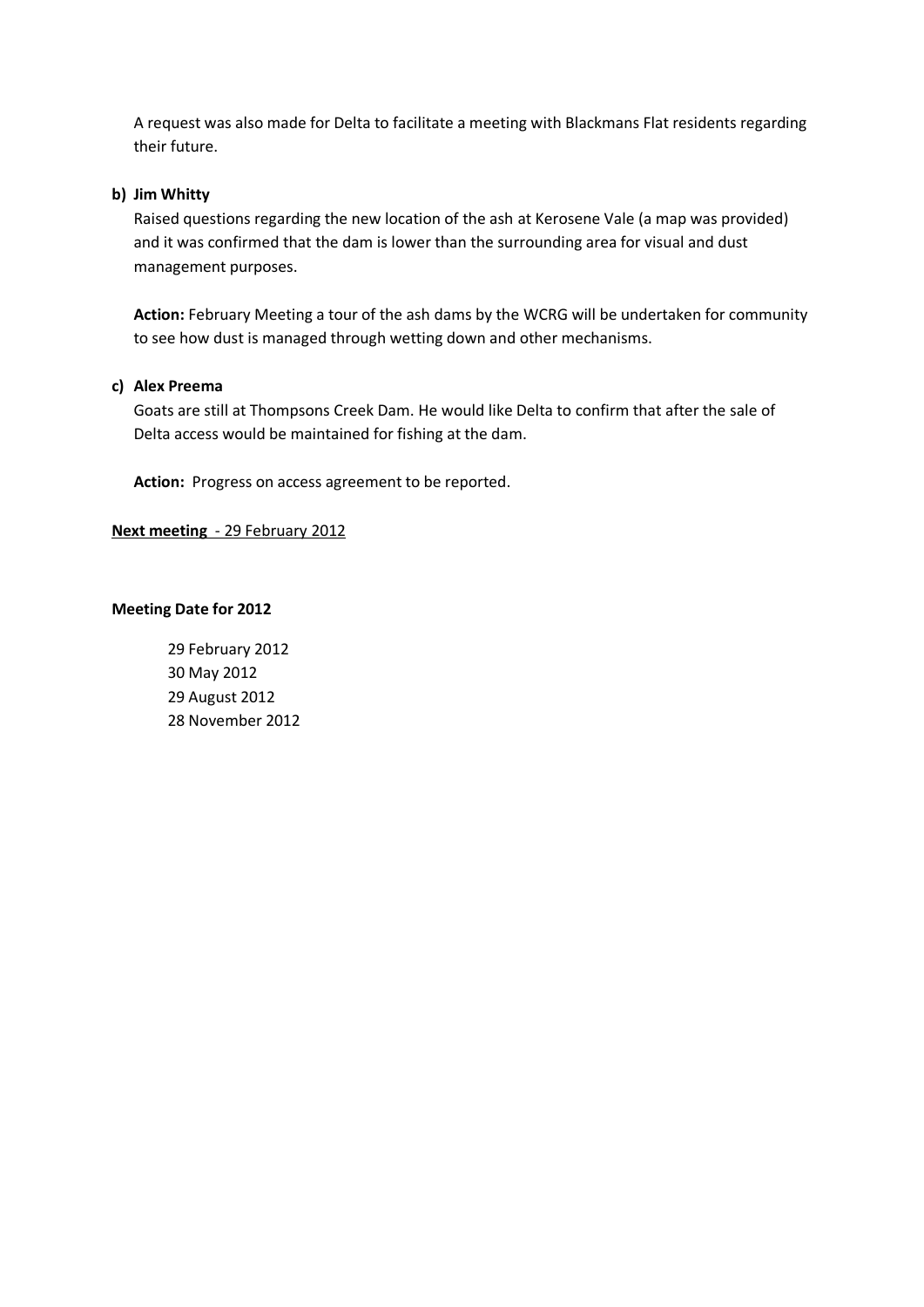A request was also made for Delta to facilitate a meeting with Blackmans Flat residents regarding their future.

**b) Jim Whitty**

Raised questions regarding the new location of the ash at Kerosene Vale (a map was provided) and it was confirmed that the dam is lower than the surrounding area for visual and dust management purposes.

**Action:** February Meeting a tour of the ash dams by the WCRG will be undertaken for community to see how dust is managed through wetting down and other mechanisms.

**c) Alex Preema**

Goats are still at Thompsons Creek Dam. He would like Delta to confirm that after the sale of Delta access would be maintained for fishing at the dam.

**Action:** Progress on access agreement to be reported.

**Next meeting** - 29 February 2012

**Meeting Date for 2012**

29 February 2012
30 May 2012
29 August 2012
28 November 2012